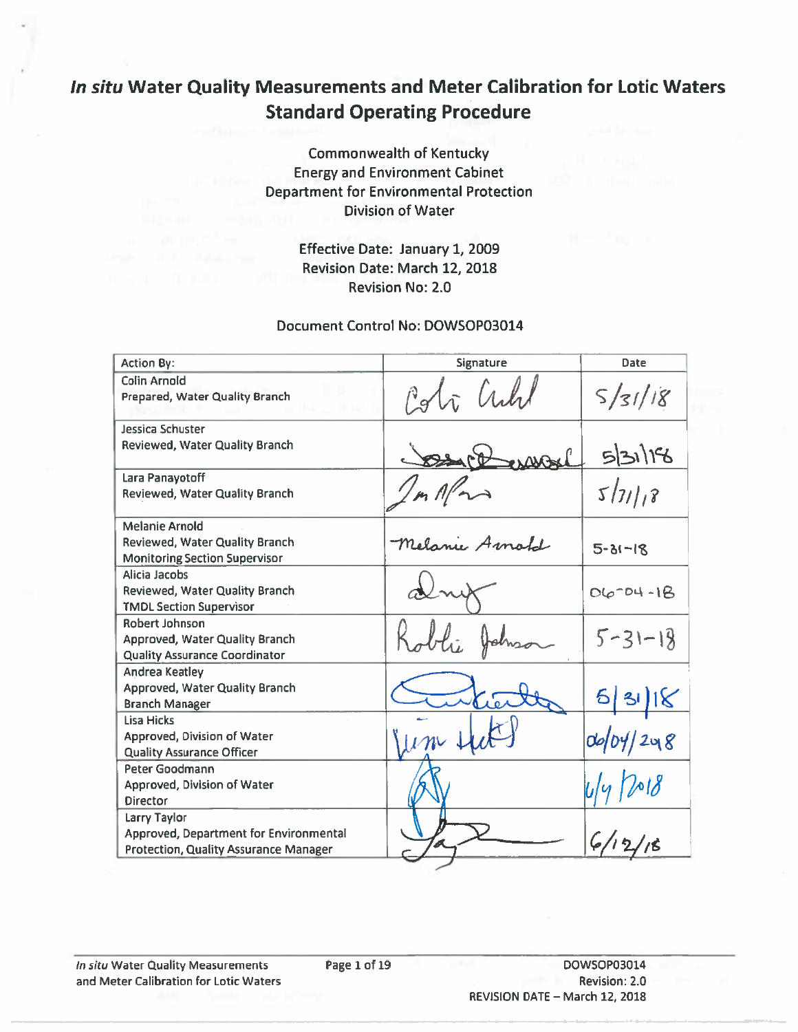# *In situ* Water Quality Measurements and Meter Calibration for Lotic Waters Standard Operating Procedure

Commonwealth of Kentucky
Energy and Environment Cabinet
Department for Environmental Protection
Division of Water

Effective Date: January 1, 2009
Revision Date: March 12, 2018
Revision No: 2.0

Document Control No: DOWSOP03014

| Action By: | Signature | Date |
|---|---|---|
| Colin Arnold<br>Prepared, Water Quality Branch | Colin Arnold | 5/31/18 |
| Jessica Schuster<br>Reviewed, Water Quality Branch | Jessica Schuster | 5/31/18 |
| Lara Panayotoff<br>Reviewed, Water Quality Branch | Lara Panayotoff | 5/31/18 |
| Melanie Arnold<br>Reviewed, Water Quality Branch<br>Monitoring Section Supervisor | Melanie Arnold | 5-31-18 |
| Alicia Jacobs<br>Reviewed, Water Quality Branch<br>TMDL Section Supervisor | Alicia Jacobs | 06-04-18 |
| Robert Johnson<br>Approved, Water Quality Branch<br>Quality Assurance Coordinator | Robbie Johnson | 5-31-18 |
| Andrea Keatley<br>Approved, Water Quality Branch<br>Branch Manager | Andrea Keatley | 5/31/18 |
| Lisa Hicks<br>Approved, Division of Water<br>Quality Assurance Officer | Lisa Hicks | 06/04/2018 |
| Peter Goodmann<br>Approved, Division of Water<br>Director | Peter Goodmann | 6/4/2018 |
| Larry Taylor<br>Approved, Department for Environmental Protection, Quality Assurance Manager | Larry Taylor | 6/12/18 |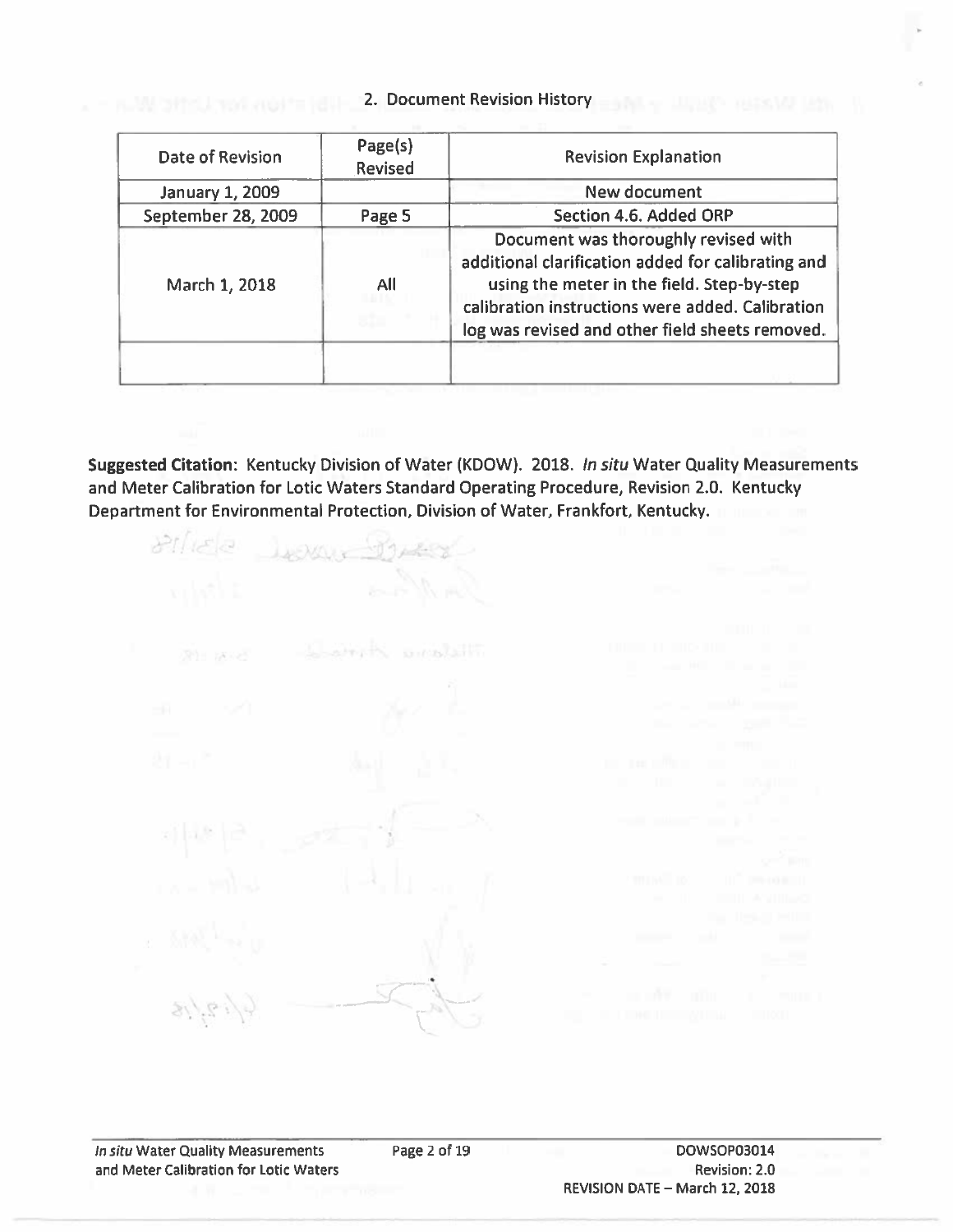## 2. Document Revision History

| Date of Revision | Page(s) Revised | Revision Explanation |
|---|---|---|
| January 1, 2009 | | New document |
| September 28, 2009 | Page 5 | Section 4.6. Added ORP |
| March 1, 2018 | All | Document was thoroughly revised with additional clarification added for calibrating and using the meter in the field. Step-by-step calibration instructions were added. Calibration log was revised and other field sheets removed. |
| | | |

**Suggested Citation**: Kentucky Division of Water (KDOW). 2018. *In situ* Water Quality Measurements and Meter Calibration for Lotic Waters Standard Operating Procedure, Revision 2.0. Kentucky Department for Environmental Protection, Division of Water, Frankfort, Kentucky.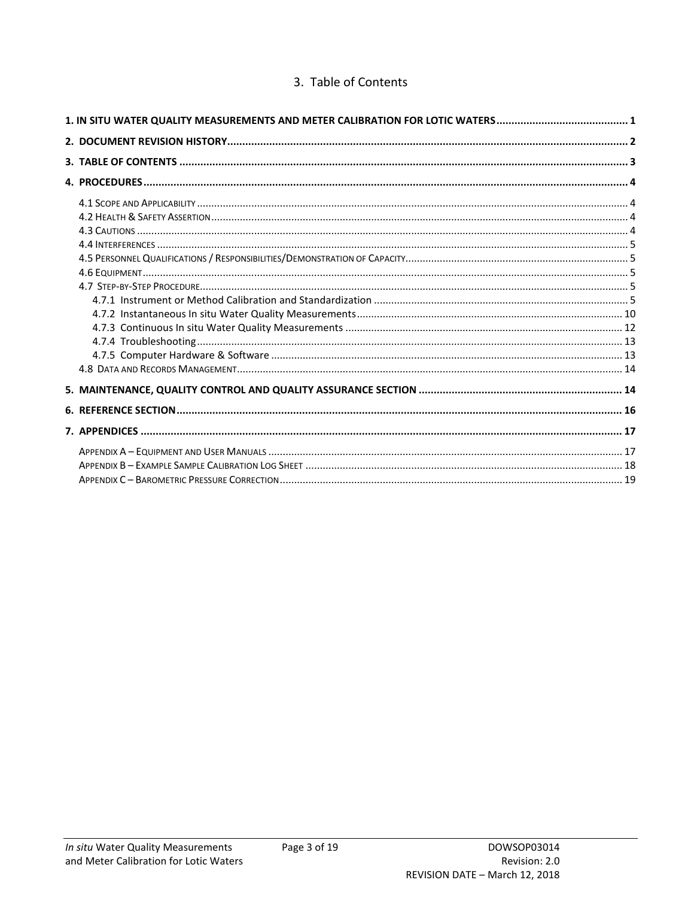## 3. Table of Contents

**1. IN SITU WATER QUALITY MEASUREMENTS AND METER CALIBRATION FOR LOTIC WATERS** .......... 1

**2. DOCUMENT REVISION HISTORY** .......... 2

**3. TABLE OF CONTENTS** .......... 3

**4. PROCEDURES** .......... 4

- 4.1 Scope and Applicability .......... 4
- 4.2 Health & Safety Assertion .......... 4
- 4.3 Cautions .......... 4
- 4.4 Interferences .......... 5
- 4.5 Personnel Qualifications / Responsibilities/Demonstration of Capacity .......... 5
- 4.6 Equipment .......... 5
- 4.7 Step-by-Step Procedure .......... 5
  - 4.7.1 Instrument or Method Calibration and Standardization .......... 5
  - 4.7.2 Instantaneous In situ Water Quality Measurements .......... 10
  - 4.7.3 Continuous In situ Water Quality Measurements .......... 12
  - 4.7.4 Troubleshooting .......... 13
  - 4.7.5 Computer Hardware & Software .......... 13
- 4.8 Data and Records Management .......... 14

**5. MAINTENANCE, QUALITY CONTROL AND QUALITY ASSURANCE SECTION** .......... 14

**6. REFERENCE SECTION** .......... 16

**7. APPENDICES** .......... 17

- Appendix A – Equipment and User Manuals .......... 17
- Appendix B – Example Sample Calibration Log Sheet .......... 18
- Appendix C – Barometric Pressure Correction .......... 19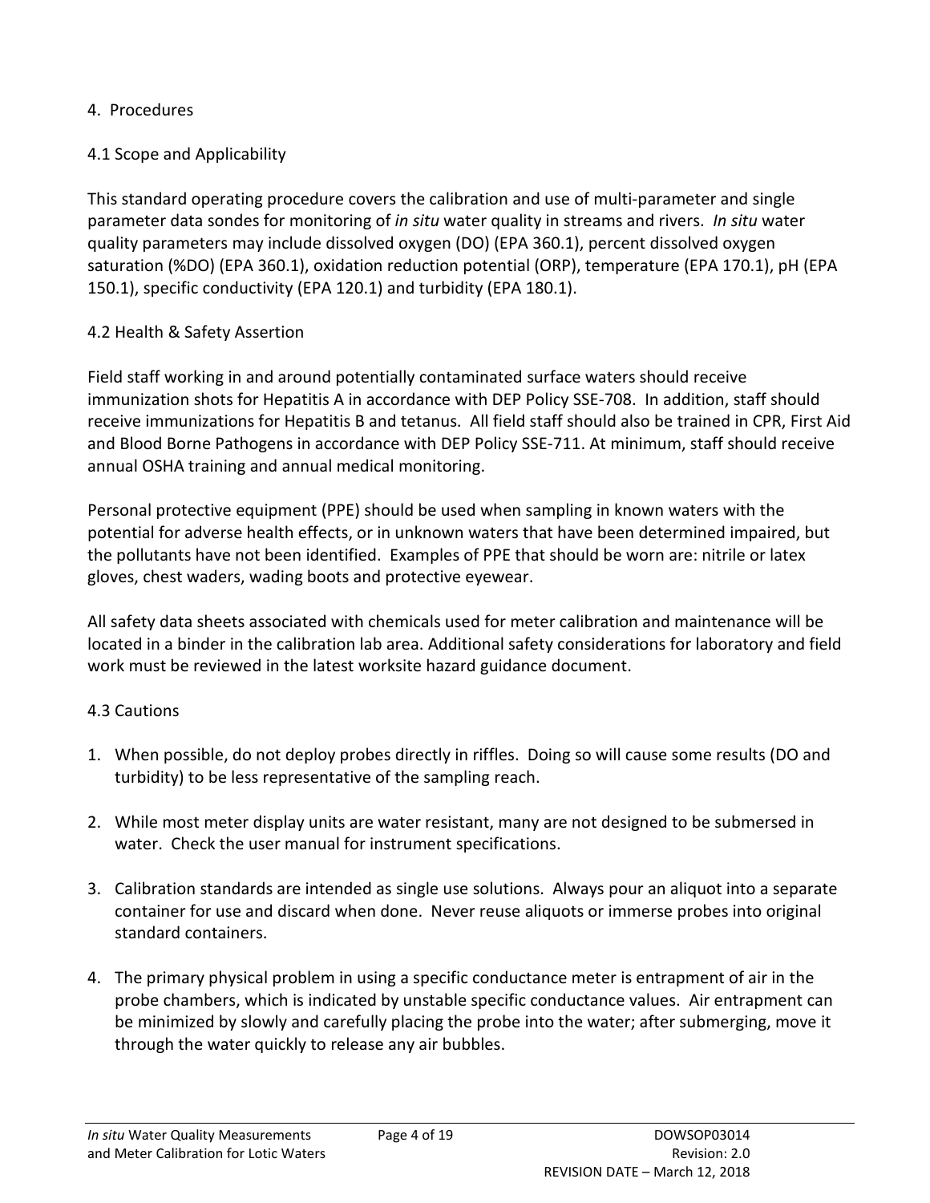## 4. Procedures

### 4.1 Scope and Applicability

This standard operating procedure covers the calibration and use of multi-parameter and single parameter data sondes for monitoring of *in situ* water quality in streams and rivers. *In situ* water quality parameters may include dissolved oxygen (DO) (EPA 360.1), percent dissolved oxygen saturation (%DO) (EPA 360.1), oxidation reduction potential (ORP), temperature (EPA 170.1), pH (EPA 150.1), specific conductivity (EPA 120.1) and turbidity (EPA 180.1).

### 4.2 Health & Safety Assertion

Field staff working in and around potentially contaminated surface waters should receive immunization shots for Hepatitis A in accordance with DEP Policy SSE-708. In addition, staff should receive immunizations for Hepatitis B and tetanus. All field staff should also be trained in CPR, First Aid and Blood Borne Pathogens in accordance with DEP Policy SSE-711. At minimum, staff should receive annual OSHA training and annual medical monitoring.

Personal protective equipment (PPE) should be used when sampling in known waters with the potential for adverse health effects, or in unknown waters that have been determined impaired, but the pollutants have not been identified. Examples of PPE that should be worn are: nitrile or latex gloves, chest waders, wading boots and protective eyewear.

All safety data sheets associated with chemicals used for meter calibration and maintenance will be located in a binder in the calibration lab area. Additional safety considerations for laboratory and field work must be reviewed in the latest worksite hazard guidance document.

### 4.3 Cautions

1. When possible, do not deploy probes directly in riffles. Doing so will cause some results (DO and turbidity) to be less representative of the sampling reach.

2. While most meter display units are water resistant, many are not designed to be submersed in water. Check the user manual for instrument specifications.

3. Calibration standards are intended as single use solutions. Always pour an aliquot into a separate container for use and discard when done. Never reuse aliquots or immerse probes into original standard containers.

4. The primary physical problem in using a specific conductance meter is entrapment of air in the probe chambers, which is indicated by unstable specific conductance values. Air entrapment can be minimized by slowly and carefully placing the probe into the water; after submerging, move it through the water quickly to release any air bubbles.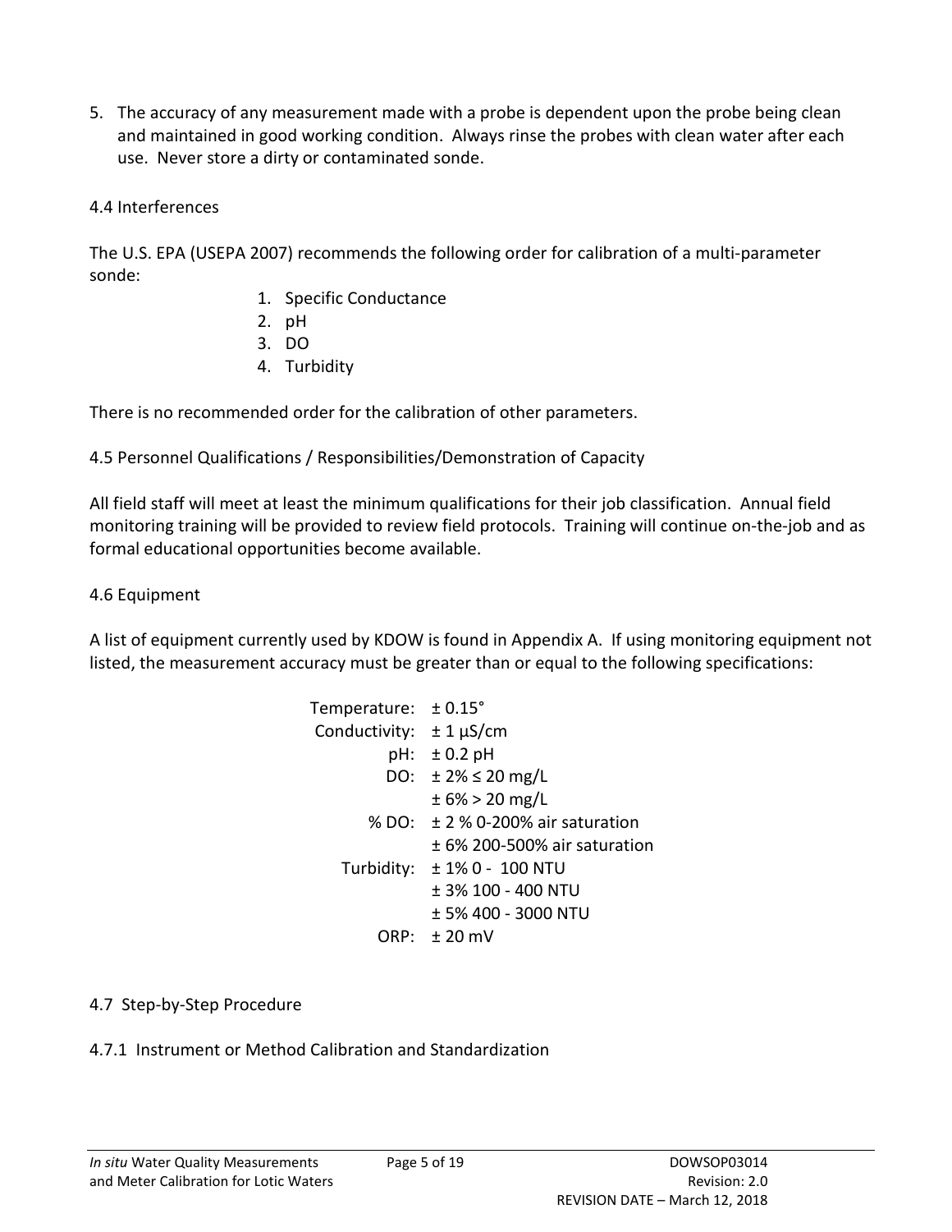5. The accuracy of any measurement made with a probe is dependent upon the probe being clean and maintained in good working condition. Always rinse the probes with clean water after each use. Never store a dirty or contaminated sonde.

## 4.4 Interferences

The U.S. EPA (USEPA 2007) recommends the following order for calibration of a multi-parameter sonde:

1. Specific Conductance
2. pH
3. DO
4. Turbidity

There is no recommended order for the calibration of other parameters.

## 4.5 Personnel Qualifications / Responsibilities/Demonstration of Capacity

All field staff will meet at least the minimum qualifications for their job classification. Annual field monitoring training will be provided to review field protocols. Training will continue on-the-job and as formal educational opportunities become available.

## 4.6 Equipment

A list of equipment currently used by KDOW is found in Appendix A. If using monitoring equipment not listed, the measurement accuracy must be greater than or equal to the following specifications:

| Parameter | Accuracy |
|---|---|
| Temperature: | ± 0.15° |
| Conductivity: | ± 1 µS/cm |
| pH: | ± 0.2 pH |
| DO: | ± 2% ≤ 20 mg/L |
| | ± 6% > 20 mg/L |
| % DO: | ± 2 % 0-200% air saturation |
| | ± 6% 200-500% air saturation |
| Turbidity: | ± 1% 0 - 100 NTU |
| | ± 3% 100 - 400 NTU |
| | ± 5% 400 - 3000 NTU |
| ORP: | ± 20 mV |

## 4.7 Step-by-Step Procedure

### 4.7.1 Instrument or Method Calibration and Standardization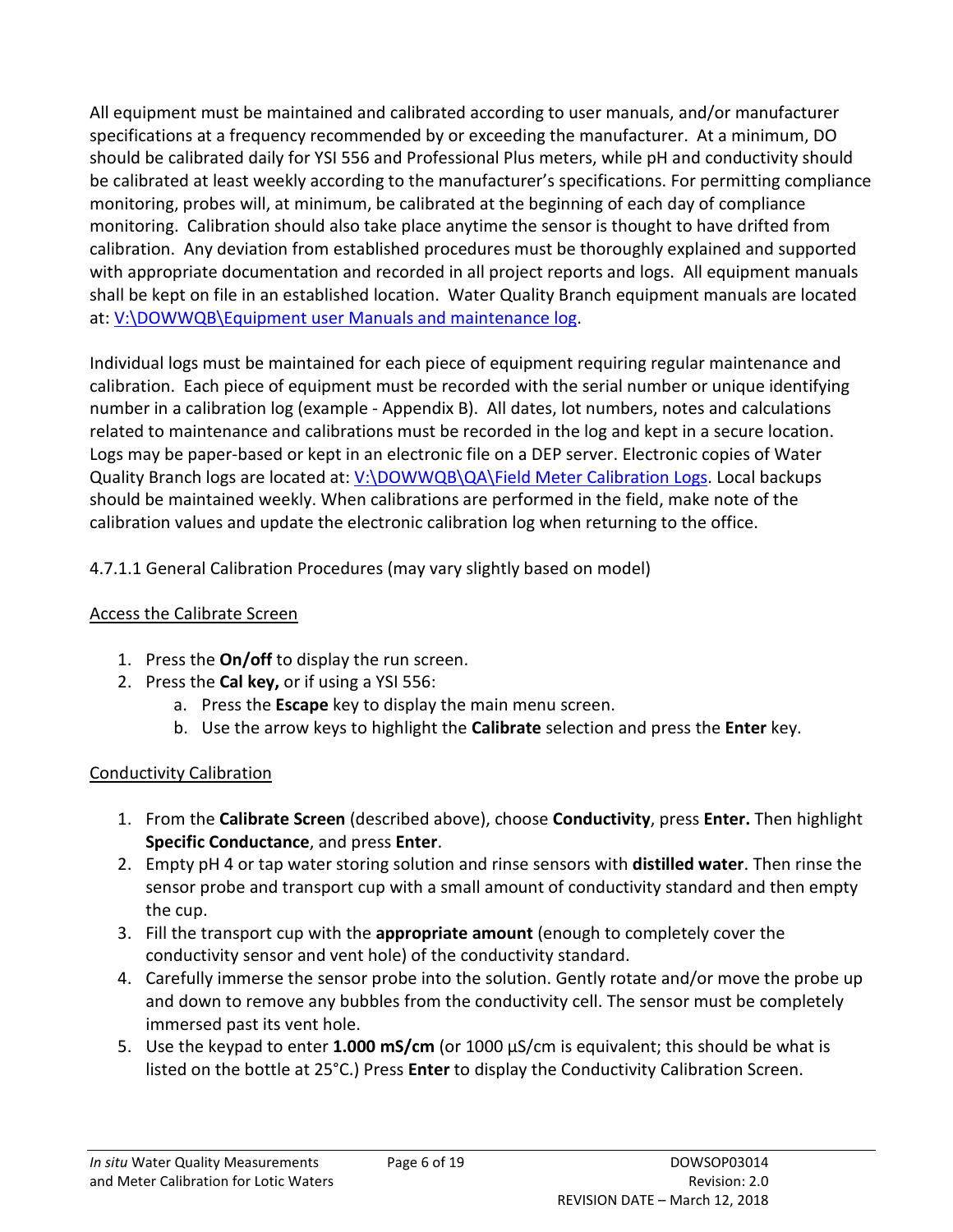All equipment must be maintained and calibrated according to user manuals, and/or manufacturer specifications at a frequency recommended by or exceeding the manufacturer. At a minimum, DO should be calibrated daily for YSI 556 and Professional Plus meters, while pH and conductivity should be calibrated at least weekly according to the manufacturer's specifications. For permitting compliance monitoring, probes will, at minimum, be calibrated at the beginning of each day of compliance monitoring. Calibration should also take place anytime the sensor is thought to have drifted from calibration. Any deviation from established procedures must be thoroughly explained and supported with appropriate documentation and recorded in all project reports and logs. All equipment manuals shall be kept on file in an established location. Water Quality Branch equipment manuals are located at: V:\DOWWQB\Equipment user Manuals and maintenance log.

Individual logs must be maintained for each piece of equipment requiring regular maintenance and calibration. Each piece of equipment must be recorded with the serial number or unique identifying number in a calibration log (example - Appendix B). All dates, lot numbers, notes and calculations related to maintenance and calibrations must be recorded in the log and kept in a secure location. Logs may be paper-based or kept in an electronic file on a DEP server. Electronic copies of Water Quality Branch logs are located at: V:\DOWWQB\QA\Field Meter Calibration Logs. Local backups should be maintained weekly. When calibrations are performed in the field, make note of the calibration values and update the electronic calibration log when returning to the office.

4.7.1.1 General Calibration Procedures (may vary slightly based on model)

<u>Access the Calibrate Screen</u>

1. Press the **On/off** to display the run screen.
2. Press the **Cal key,** or if using a YSI 556:
   a. Press the **Escape** key to display the main menu screen.
   b. Use the arrow keys to highlight the **Calibrate** selection and press the **Enter** key.

<u>Conductivity Calibration</u>

1. From the **Calibrate Screen** (described above), choose **Conductivity**, press **Enter.** Then highlight **Specific Conductance**, and press **Enter**.
2. Empty pH 4 or tap water storing solution and rinse sensors with **distilled water**. Then rinse the sensor probe and transport cup with a small amount of conductivity standard and then empty the cup.
3. Fill the transport cup with the **appropriate amount** (enough to completely cover the conductivity sensor and vent hole) of the conductivity standard.
4. Carefully immerse the sensor probe into the solution. Gently rotate and/or move the probe up and down to remove any bubbles from the conductivity cell. The sensor must be completely immersed past its vent hole.
5. Use the keypad to enter **1.000 mS/cm** (or 1000 µS/cm is equivalent; this should be what is listed on the bottle at 25°C.) Press **Enter** to display the Conductivity Calibration Screen.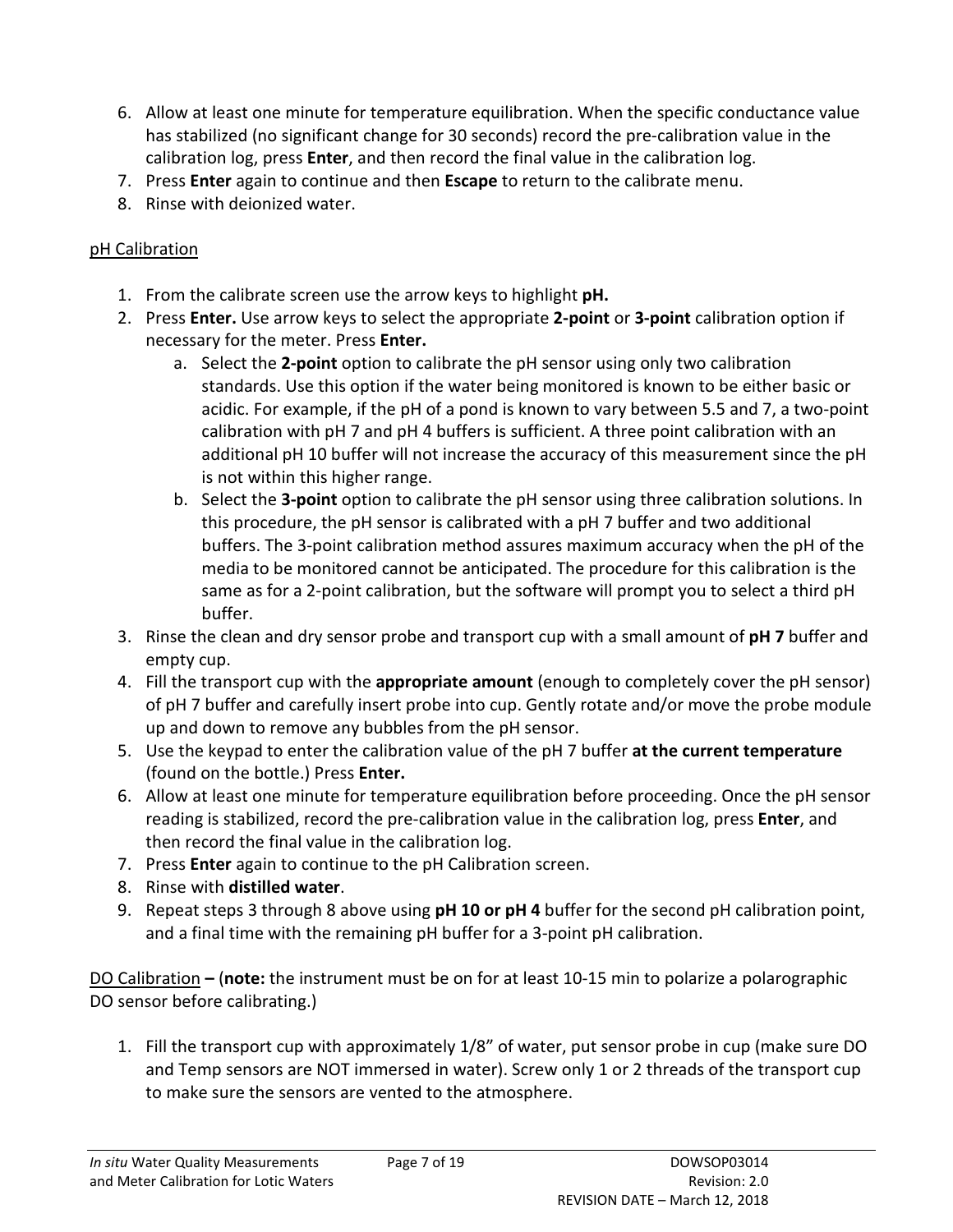6. Allow at least one minute for temperature equilibration. When the specific conductance value has stabilized (no significant change for 30 seconds) record the pre-calibration value in the calibration log, press **Enter**, and then record the final value in the calibration log.
7. Press **Enter** again to continue and then **Escape** to return to the calibrate menu.
8. Rinse with deionized water.

<u>pH Calibration</u>

1. From the calibrate screen use the arrow keys to highlight **pH.**
2. Press **Enter.** Use arrow keys to select the appropriate **2-point** or **3-point** calibration option if necessary for the meter. Press **Enter.**
   a. Select the **2-point** option to calibrate the pH sensor using only two calibration standards. Use this option if the water being monitored is known to be either basic or acidic. For example, if the pH of a pond is known to vary between 5.5 and 7, a two-point calibration with pH 7 and pH 4 buffers is sufficient. A three point calibration with an additional pH 10 buffer will not increase the accuracy of this measurement since the pH is not within this higher range.
   b. Select the **3-point** option to calibrate the pH sensor using three calibration solutions. In this procedure, the pH sensor is calibrated with a pH 7 buffer and two additional buffers. The 3-point calibration method assures maximum accuracy when the pH of the media to be monitored cannot be anticipated. The procedure for this calibration is the same as for a 2-point calibration, but the software will prompt you to select a third pH buffer.
3. Rinse the clean and dry sensor probe and transport cup with a small amount of **pH 7** buffer and empty cup.
4. Fill the transport cup with the **appropriate amount** (enough to completely cover the pH sensor) of pH 7 buffer and carefully insert probe into cup. Gently rotate and/or move the probe module up and down to remove any bubbles from the pH sensor.
5. Use the keypad to enter the calibration value of the pH 7 buffer **at the current temperature** (found on the bottle.) Press **Enter.**
6. Allow at least one minute for temperature equilibration before proceeding. Once the pH sensor reading is stabilized, record the pre-calibration value in the calibration log, press **Enter**, and then record the final value in the calibration log.
7. Press **Enter** again to continue to the pH Calibration screen.
8. Rinse with **distilled water**.
9. Repeat steps 3 through 8 above using **pH 10 or pH 4** buffer for the second pH calibration point, and a final time with the remaining pH buffer for a 3-point pH calibration.

<u>DO Calibration</u> **–** (**note:** the instrument must be on for at least 10-15 min to polarize a polarographic DO sensor before calibrating.)

1. Fill the transport cup with approximately 1/8" of water, put sensor probe in cup (make sure DO and Temp sensors are NOT immersed in water). Screw only 1 or 2 threads of the transport cup to make sure the sensors are vented to the atmosphere.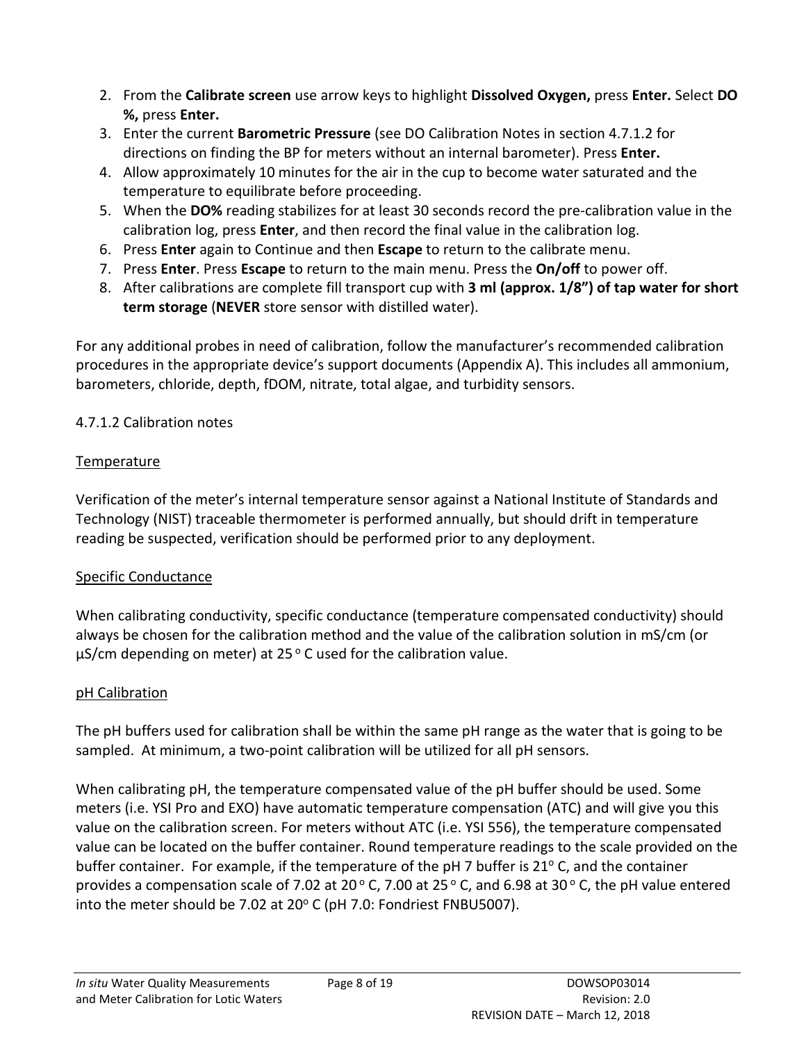2. From the **Calibrate screen** use arrow keys to highlight **Dissolved Oxygen,** press **Enter.** Select **DO %,** press **Enter.**
3. Enter the current **Barometric Pressure** (see DO Calibration Notes in section 4.7.1.2 for directions on finding the BP for meters without an internal barometer). Press **Enter.**
4. Allow approximately 10 minutes for the air in the cup to become water saturated and the temperature to equilibrate before proceeding.
5. When the **DO%** reading stabilizes for at least 30 seconds record the pre-calibration value in the calibration log, press **Enter**, and then record the final value in the calibration log.
6. Press **Enter** again to Continue and then **Escape** to return to the calibrate menu.
7. Press **Enter**. Press **Escape** to return to the main menu. Press the **On/off** to power off.
8. After calibrations are complete fill transport cup with **3 ml (approx. 1/8") of tap water for short term storage** (**NEVER** store sensor with distilled water).

For any additional probes in need of calibration, follow the manufacturer's recommended calibration procedures in the appropriate device's support documents (Appendix A). This includes all ammonium, barometers, chloride, depth, fDOM, nitrate, total algae, and turbidity sensors.

4.7.1.2 Calibration notes

<u>Temperature</u>

Verification of the meter's internal temperature sensor against a National Institute of Standards and Technology (NIST) traceable thermometer is performed annually, but should drift in temperature reading be suspected, verification should be performed prior to any deployment.

<u>Specific Conductance</u>

When calibrating conductivity, specific conductance (temperature compensated conductivity) should always be chosen for the calibration method and the value of the calibration solution in mS/cm (or µS/cm depending on meter) at 25 $^{o}$ C used for the calibration value.

<u>pH Calibration</u>

The pH buffers used for calibration shall be within the same pH range as the water that is going to be sampled. At minimum, a two-point calibration will be utilized for all pH sensors.

When calibrating pH, the temperature compensated value of the pH buffer should be used. Some meters (i.e. YSI Pro and EXO) have automatic temperature compensation (ATC) and will give you this value on the calibration screen. For meters without ATC (i.e. YSI 556), the temperature compensated value can be located on the buffer container. Round temperature readings to the scale provided on the buffer container. For example, if the temperature of the pH 7 buffer is 21$^{o}$ C, and the container provides a compensation scale of 7.02 at 20 $^{o}$ C, 7.00 at 25 $^{o}$ C, and 6.98 at 30 $^{o}$ C, the pH value entered into the meter should be 7.02 at 20$^{o}$ C (pH 7.0: Fondriest FNBU5007).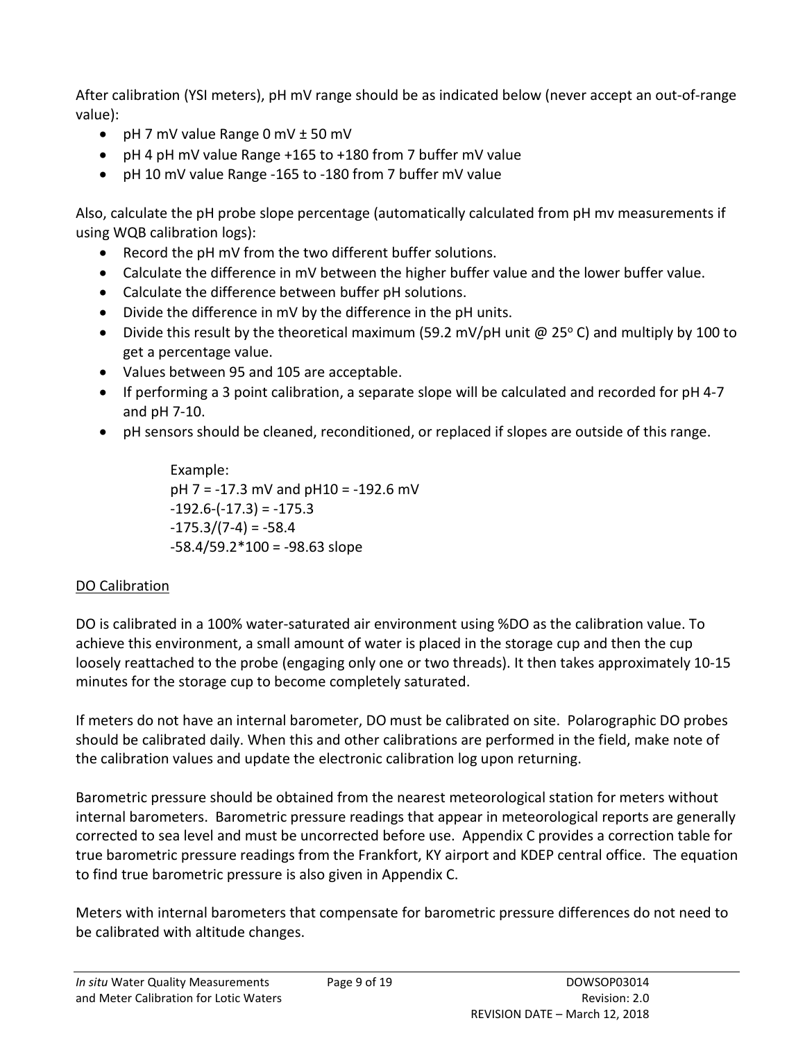After calibration (YSI meters), pH mV range should be as indicated below (never accept an out-of-range value):

- pH 7 mV value Range 0 mV ± 50 mV
- pH 4 pH mV value Range +165 to +180 from 7 buffer mV value
- pH 10 mV value Range -165 to -180 from 7 buffer mV value

Also, calculate the pH probe slope percentage (automatically calculated from pH mv measurements if using WQB calibration logs):

- Record the pH mV from the two different buffer solutions.
- Calculate the difference in mV between the higher buffer value and the lower buffer value.
- Calculate the difference between buffer pH solutions.
- Divide the difference in mV by the difference in the pH units.
- Divide this result by the theoretical maximum (59.2 mV/pH unit @ 25$^{o}$ C) and multiply by 100 to get a percentage value.
- Values between 95 and 105 are acceptable.
- If performing a 3 point calibration, a separate slope will be calculated and recorded for pH 4-7 and pH 7-10.
- pH sensors should be cleaned, reconditioned, or replaced if slopes are outside of this range.

> Example:
> pH 7 = -17.3 mV and pH10 = -192.6 mV
> -192.6-(-17.3) = -175.3
> -175.3/(7-4) = -58.4
> -58.4/59.2*100 = -98.63 slope

<u>DO Calibration</u>

DO is calibrated in a 100% water-saturated air environment using %DO as the calibration value. To achieve this environment, a small amount of water is placed in the storage cup and then the cup loosely reattached to the probe (engaging only one or two threads). It then takes approximately 10-15 minutes for the storage cup to become completely saturated.

If meters do not have an internal barometer, DO must be calibrated on site. Polarographic DO probes should be calibrated daily. When this and other calibrations are performed in the field, make note of the calibration values and update the electronic calibration log upon returning.

Barometric pressure should be obtained from the nearest meteorological station for meters without internal barometers. Barometric pressure readings that appear in meteorological reports are generally corrected to sea level and must be uncorrected before use. Appendix C provides a correction table for true barometric pressure readings from the Frankfort, KY airport and KDEP central office. The equation to find true barometric pressure is also given in Appendix C.

Meters with internal barometers that compensate for barometric pressure differences do not need to be calibrated with altitude changes.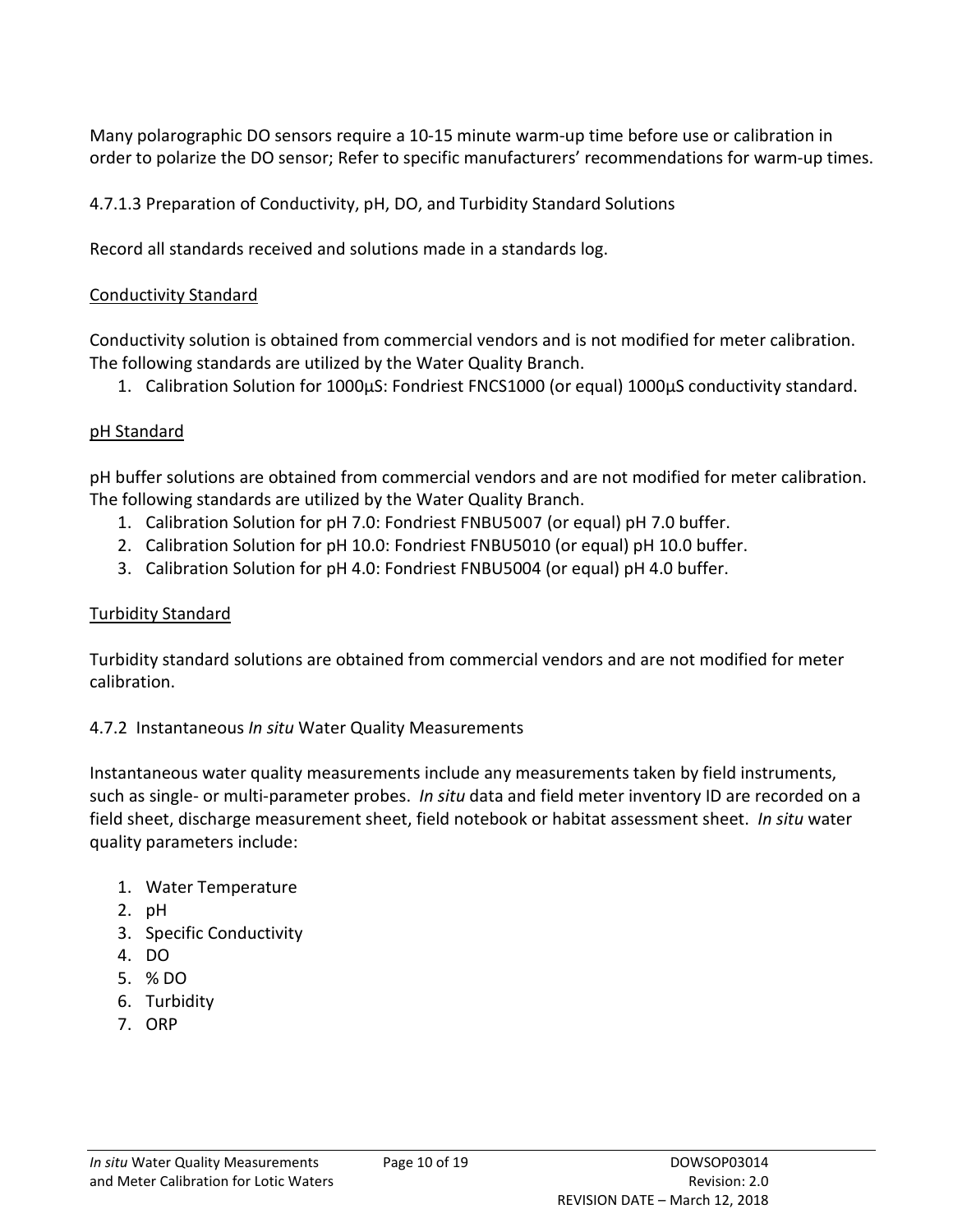Many polarographic DO sensors require a 10-15 minute warm-up time before use or calibration in order to polarize the DO sensor; Refer to specific manufacturers' recommendations for warm-up times.

#### 4.7.1.3 Preparation of Conductivity, pH, DO, and Turbidity Standard Solutions

Record all standards received and solutions made in a standards log.

Conductivity Standard

Conductivity solution is obtained from commercial vendors and is not modified for meter calibration. The following standards are utilized by the Water Quality Branch.

1. Calibration Solution for 1000µS: Fondriest FNCS1000 (or equal) 1000µS conductivity standard.

pH Standard

pH buffer solutions are obtained from commercial vendors and are not modified for meter calibration. The following standards are utilized by the Water Quality Branch.

1. Calibration Solution for pH 7.0: Fondriest FNBU5007 (or equal) pH 7.0 buffer.
2. Calibration Solution for pH 10.0: Fondriest FNBU5010 (or equal) pH 10.0 buffer.
3. Calibration Solution for pH 4.0: Fondriest FNBU5004 (or equal) pH 4.0 buffer.

Turbidity Standard

Turbidity standard solutions are obtained from commercial vendors and are not modified for meter calibration.

### 4.7.2 Instantaneous *In situ* Water Quality Measurements

Instantaneous water quality measurements include any measurements taken by field instruments, such as single- or multi-parameter probes. *In situ* data and field meter inventory ID are recorded on a field sheet, discharge measurement sheet, field notebook or habitat assessment sheet. *In situ* water quality parameters include:

1. Water Temperature
2. pH
3. Specific Conductivity
4. DO
5. % DO
6. Turbidity
7. ORP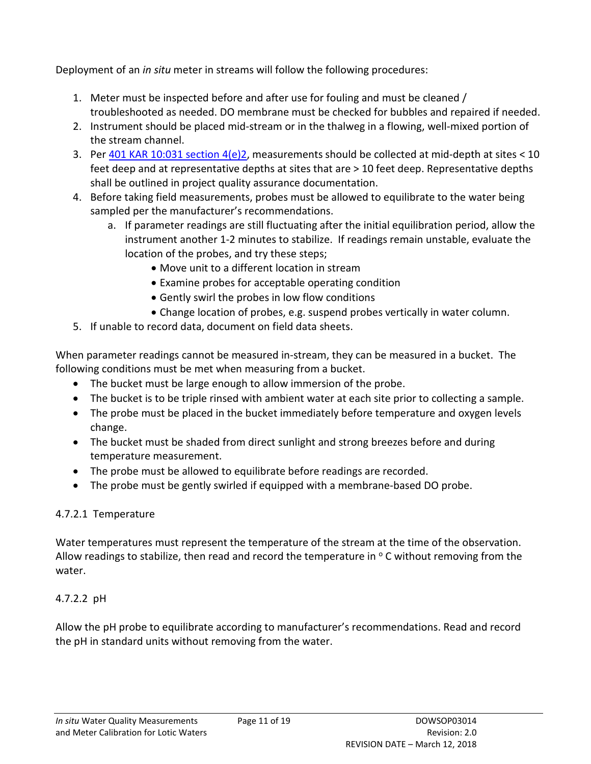Deployment of an *in situ* meter in streams will follow the following procedures:

1. Meter must be inspected before and after use for fouling and must be cleaned / troubleshooted as needed. DO membrane must be checked for bubbles and repaired if needed.
2. Instrument should be placed mid-stream or in the thalweg in a flowing, well-mixed portion of the stream channel.
3. Per 401 KAR 10:031 section 4(e)2, measurements should be collected at mid-depth at sites < 10 feet deep and at representative depths at sites that are > 10 feet deep. Representative depths shall be outlined in project quality assurance documentation.
4. Before taking field measurements, probes must be allowed to equilibrate to the water being sampled per the manufacturer's recommendations.
   a. If parameter readings are still fluctuating after the initial equilibration period, allow the instrument another 1-2 minutes to stabilize. If readings remain unstable, evaluate the location of the probes, and try these steps;
      - Move unit to a different location in stream
      - Examine probes for acceptable operating condition
      - Gently swirl the probes in low flow conditions
      - Change location of probes, e.g. suspend probes vertically in water column.
5. If unable to record data, document on field data sheets.

When parameter readings cannot be measured in-stream, they can be measured in a bucket. The following conditions must be met when measuring from a bucket.

- The bucket must be large enough to allow immersion of the probe.
- The bucket is to be triple rinsed with ambient water at each site prior to collecting a sample.
- The probe must be placed in the bucket immediately before temperature and oxygen levels change.
- The bucket must be shaded from direct sunlight and strong breezes before and during temperature measurement.
- The probe must be allowed to equilibrate before readings are recorded.
- The probe must be gently swirled if equipped with a membrane-based DO probe.

#### 4.7.2.1 Temperature

Water temperatures must represent the temperature of the stream at the time of the observation. Allow readings to stabilize, then read and record the temperature in $^{o}$ C without removing from the water.

#### 4.7.2.2 pH

Allow the pH probe to equilibrate according to manufacturer's recommendations. Read and record the pH in standard units without removing from the water.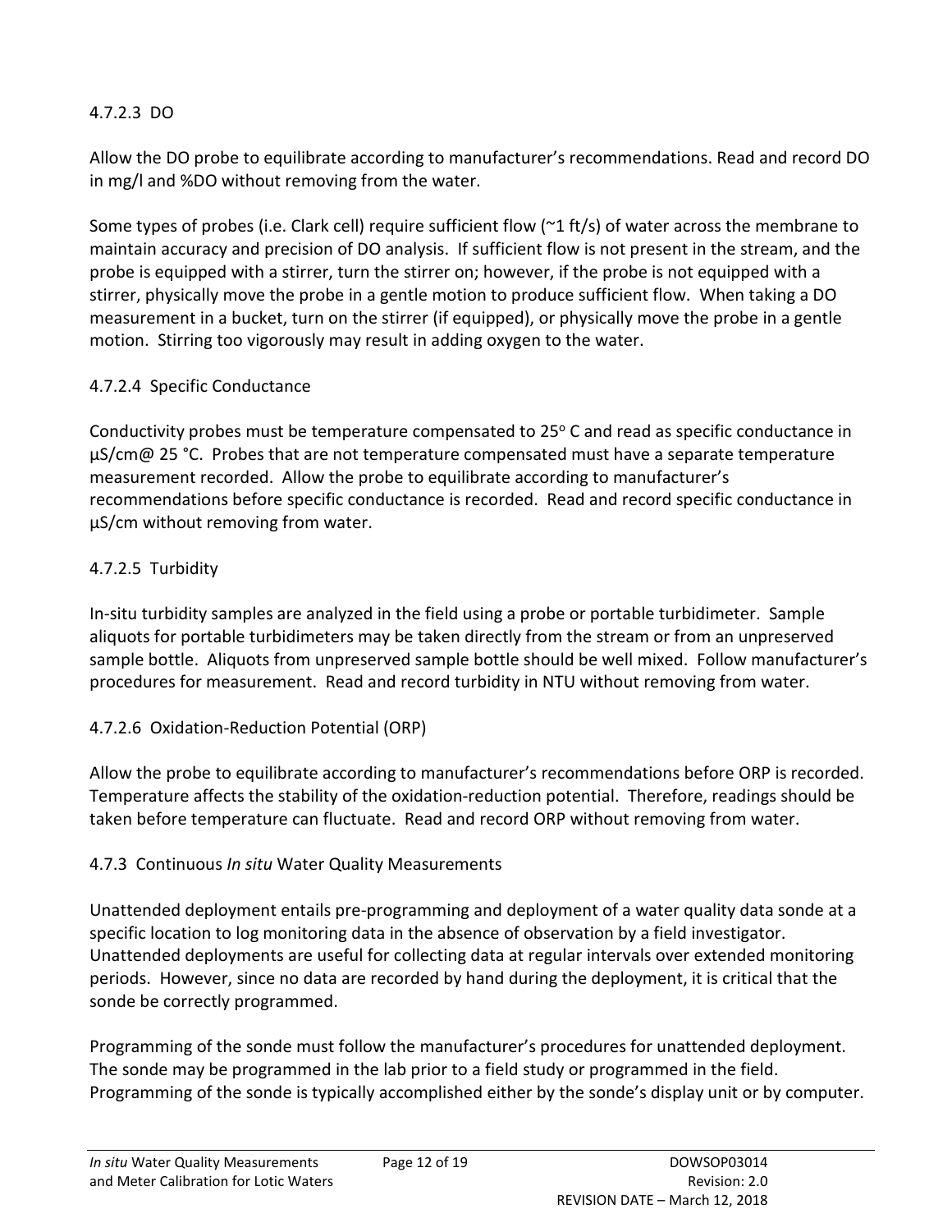#### 4.7.2.3 DO

Allow the DO probe to equilibrate according to manufacturer's recommendations. Read and record DO in mg/l and %DO without removing from the water.

Some types of probes (i.e. Clark cell) require sufficient flow (~1 ft/s) of water across the membrane to maintain accuracy and precision of DO analysis. If sufficient flow is not present in the stream, and the probe is equipped with a stirrer, turn the stirrer on; however, if the probe is not equipped with a stirrer, physically move the probe in a gentle motion to produce sufficient flow. When taking a DO measurement in a bucket, turn on the stirrer (if equipped), or physically move the probe in a gentle motion. Stirring too vigorously may result in adding oxygen to the water.

#### 4.7.2.4 Specific Conductance

Conductivity probes must be temperature compensated to 25$^{o}$ C and read as specific conductance in µS/cm@ 25 °C. Probes that are not temperature compensated must have a separate temperature measurement recorded. Allow the probe to equilibrate according to manufacturer's recommendations before specific conductance is recorded. Read and record specific conductance in µS/cm without removing from water.

#### 4.7.2.5 Turbidity

In-situ turbidity samples are analyzed in the field using a probe or portable turbidimeter. Sample aliquots for portable turbidimeters may be taken directly from the stream or from an unpreserved sample bottle. Aliquots from unpreserved sample bottle should be well mixed. Follow manufacturer's procedures for measurement. Read and record turbidity in NTU without removing from water.

#### 4.7.2.6 Oxidation-Reduction Potential (ORP)

Allow the probe to equilibrate according to manufacturer's recommendations before ORP is recorded. Temperature affects the stability of the oxidation-reduction potential. Therefore, readings should be taken before temperature can fluctuate. Read and record ORP without removing from water.

### 4.7.3 Continuous *In situ* Water Quality Measurements

Unattended deployment entails pre-programming and deployment of a water quality data sonde at a specific location to log monitoring data in the absence of observation by a field investigator. Unattended deployments are useful for collecting data at regular intervals over extended monitoring periods. However, since no data are recorded by hand during the deployment, it is critical that the sonde be correctly programmed.

Programming of the sonde must follow the manufacturer's procedures for unattended deployment. The sonde may be programmed in the lab prior to a field study or programmed in the field. Programming of the sonde is typically accomplished either by the sonde's display unit or by computer.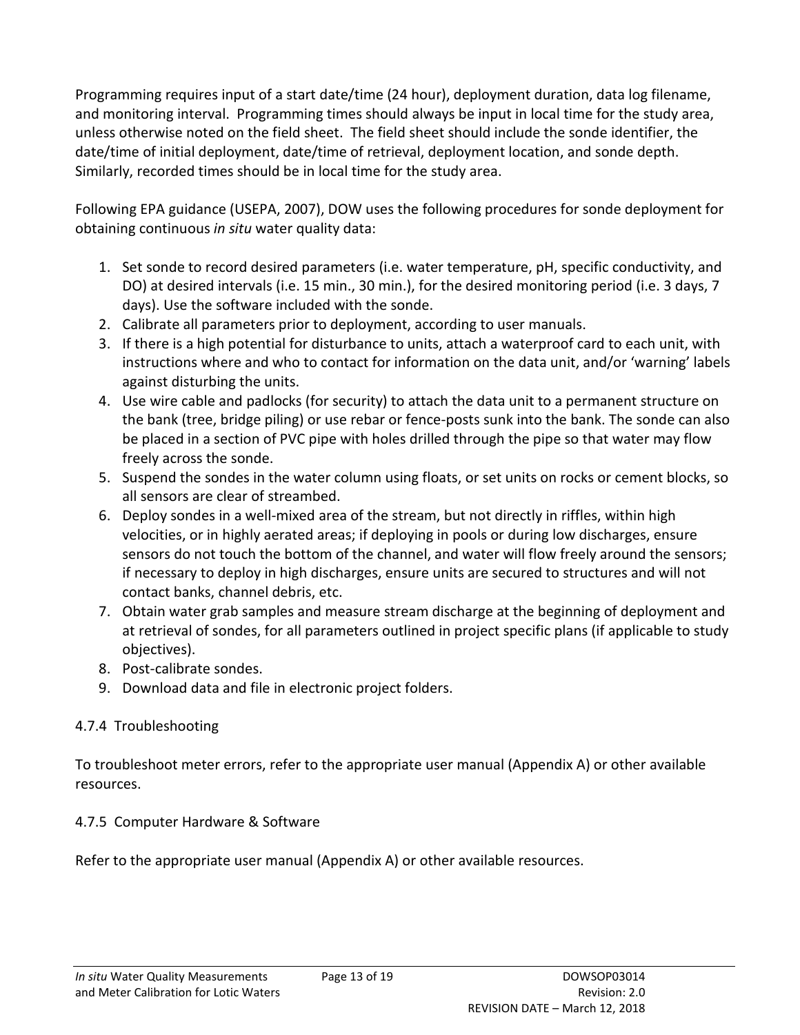Programming requires input of a start date/time (24 hour), deployment duration, data log filename, and monitoring interval. Programming times should always be input in local time for the study area, unless otherwise noted on the field sheet. The field sheet should include the sonde identifier, the date/time of initial deployment, date/time of retrieval, deployment location, and sonde depth. Similarly, recorded times should be in local time for the study area.

Following EPA guidance (USEPA, 2007), DOW uses the following procedures for sonde deployment for obtaining continuous *in situ* water quality data:

1. Set sonde to record desired parameters (i.e. water temperature, pH, specific conductivity, and DO) at desired intervals (i.e. 15 min., 30 min.), for the desired monitoring period (i.e. 3 days, 7 days). Use the software included with the sonde.
2. Calibrate all parameters prior to deployment, according to user manuals.
3. If there is a high potential for disturbance to units, attach a waterproof card to each unit, with instructions where and who to contact for information on the data unit, and/or 'warning' labels against disturbing the units.
4. Use wire cable and padlocks (for security) to attach the data unit to a permanent structure on the bank (tree, bridge piling) or use rebar or fence-posts sunk into the bank. The sonde can also be placed in a section of PVC pipe with holes drilled through the pipe so that water may flow freely across the sonde.
5. Suspend the sondes in the water column using floats, or set units on rocks or cement blocks, so all sensors are clear of streambed.
6. Deploy sondes in a well-mixed area of the stream, but not directly in riffles, within high velocities, or in highly aerated areas; if deploying in pools or during low discharges, ensure sensors do not touch the bottom of the channel, and water will flow freely around the sensors; if necessary to deploy in high discharges, ensure units are secured to structures and will not contact banks, channel debris, etc.
7. Obtain water grab samples and measure stream discharge at the beginning of deployment and at retrieval of sondes, for all parameters outlined in project specific plans (if applicable to study objectives).
8. Post-calibrate sondes.
9. Download data and file in electronic project folders.

### 4.7.4 Troubleshooting

To troubleshoot meter errors, refer to the appropriate user manual (Appendix A) or other available resources.

### 4.7.5 Computer Hardware & Software

Refer to the appropriate user manual (Appendix A) or other available resources.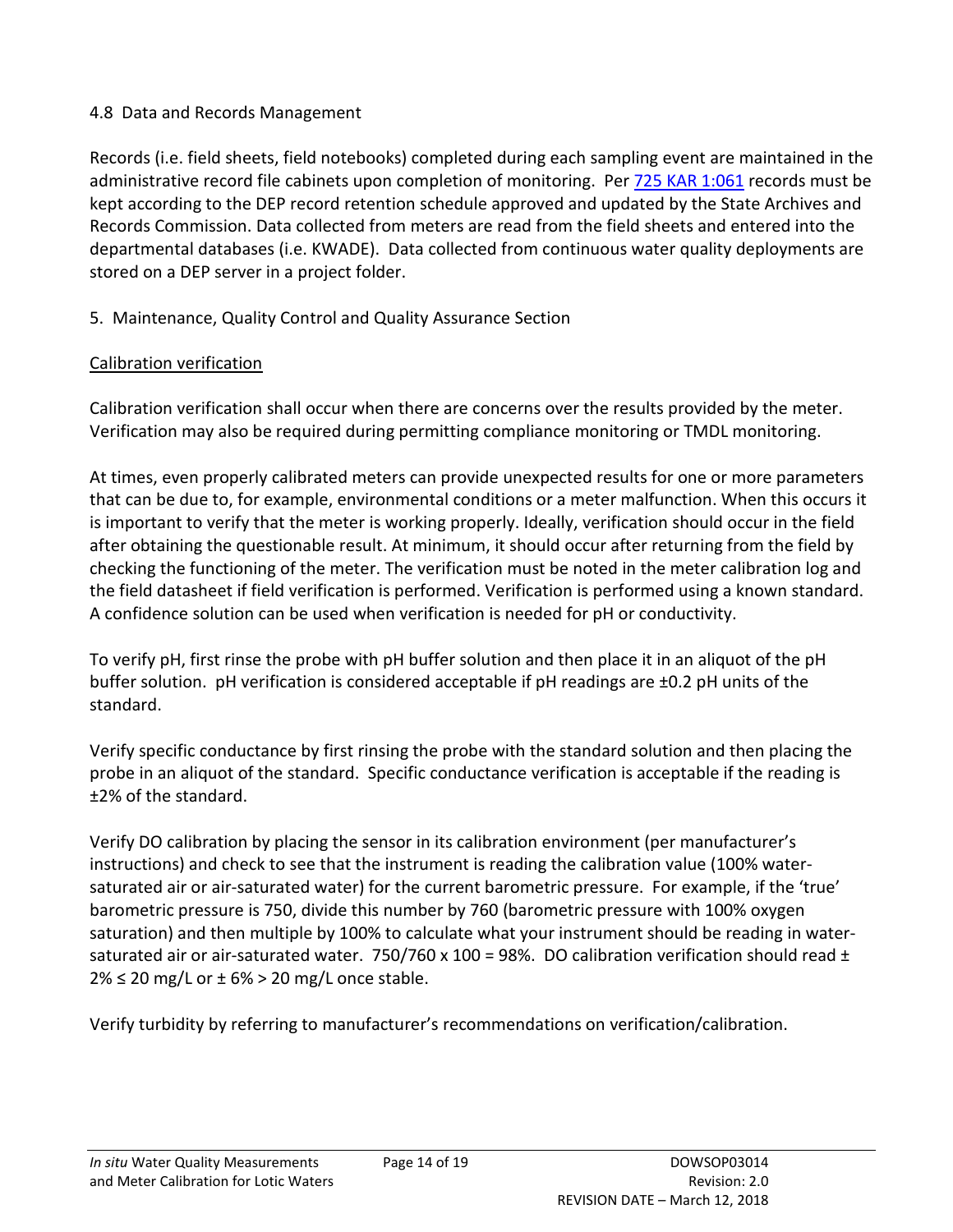## 4.8 Data and Records Management

Records (i.e. field sheets, field notebooks) completed during each sampling event are maintained in the administrative record file cabinets upon completion of monitoring. Per [725 KAR 1:061](725 KAR 1:061) records must be kept according to the DEP record retention schedule approved and updated by the State Archives and Records Commission. Data collected from meters are read from the field sheets and entered into the departmental databases (i.e. KWADE). Data collected from continuous water quality deployments are stored on a DEP server in a project folder.

# 5. Maintenance, Quality Control and Quality Assurance Section

## Calibration verification

Calibration verification shall occur when there are concerns over the results provided by the meter. Verification may also be required during permitting compliance monitoring or TMDL monitoring.

At times, even properly calibrated meters can provide unexpected results for one or more parameters that can be due to, for example, environmental conditions or a meter malfunction. When this occurs it is important to verify that the meter is working properly. Ideally, verification should occur in the field after obtaining the questionable result. At minimum, it should occur after returning from the field by checking the functioning of the meter. The verification must be noted in the meter calibration log and the field datasheet if field verification is performed. Verification is performed using a known standard. A confidence solution can be used when verification is needed for pH or conductivity.

To verify pH, first rinse the probe with pH buffer solution and then place it in an aliquot of the pH buffer solution. pH verification is considered acceptable if pH readings are ±0.2 pH units of the standard.

Verify specific conductance by first rinsing the probe with the standard solution and then placing the probe in an aliquot of the standard. Specific conductance verification is acceptable if the reading is ±2% of the standard.

Verify DO calibration by placing the sensor in its calibration environment (per manufacturer's instructions) and check to see that the instrument is reading the calibration value (100% water-saturated air or air-saturated water) for the current barometric pressure. For example, if the 'true' barometric pressure is 750, divide this number by 760 (barometric pressure with 100% oxygen saturation) and then multiple by 100% to calculate what your instrument should be reading in water-saturated air or air-saturated water. $750/760 \times 100 = 98\%$. DO calibration verification should read $\pm 2\% \leq 20$ mg/L or $\pm 6\% > 20$ mg/L once stable.

Verify turbidity by referring to manufacturer's recommendations on verification/calibration.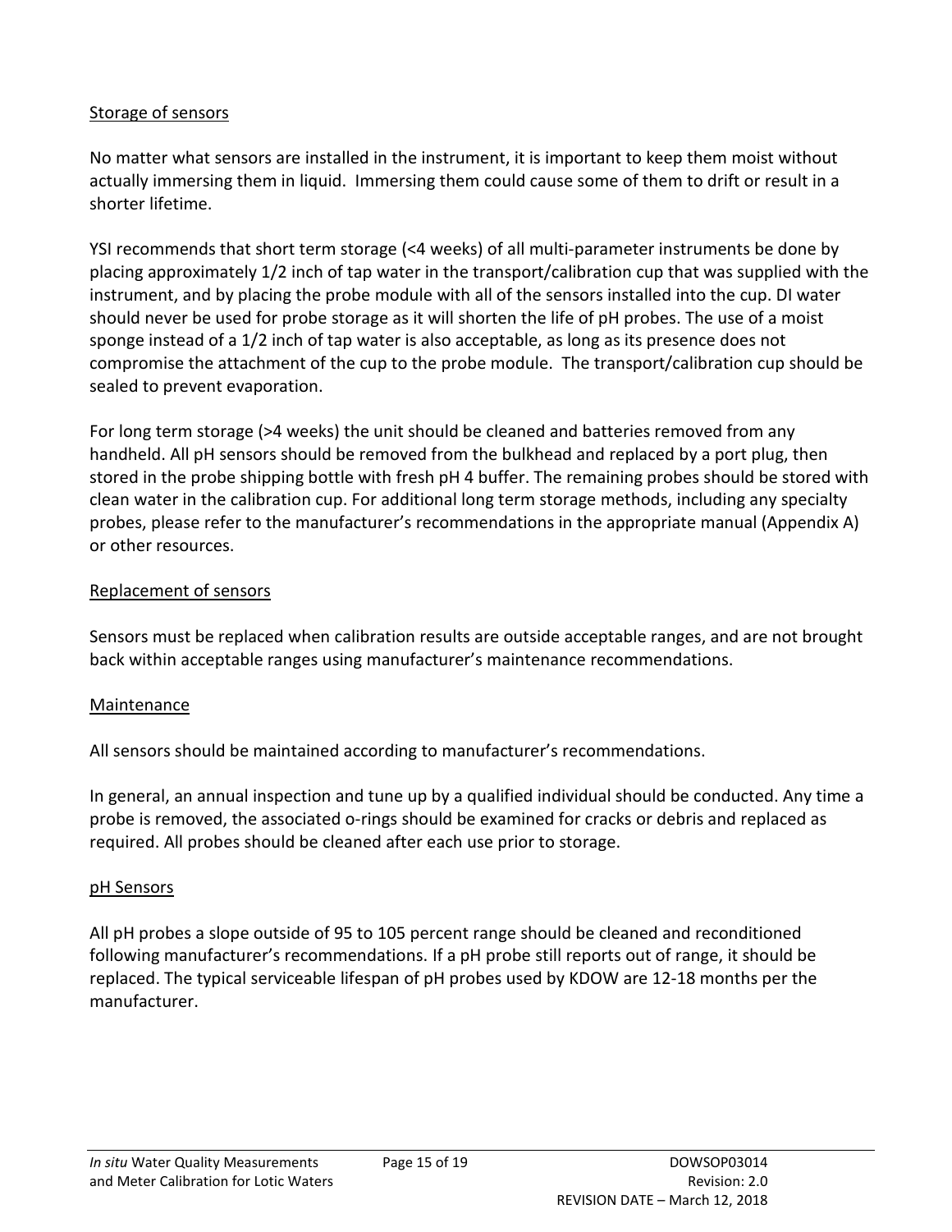## Storage of sensors

No matter what sensors are installed in the instrument, it is important to keep them moist without actually immersing them in liquid. Immersing them could cause some of them to drift or result in a shorter lifetime.

YSI recommends that short term storage (<4 weeks) of all multi-parameter instruments be done by placing approximately 1/2 inch of tap water in the transport/calibration cup that was supplied with the instrument, and by placing the probe module with all of the sensors installed into the cup. DI water should never be used for probe storage as it will shorten the life of pH probes. The use of a moist sponge instead of a 1/2 inch of tap water is also acceptable, as long as its presence does not compromise the attachment of the cup to the probe module. The transport/calibration cup should be sealed to prevent evaporation.

For long term storage (>4 weeks) the unit should be cleaned and batteries removed from any handheld. All pH sensors should be removed from the bulkhead and replaced by a port plug, then stored in the probe shipping bottle with fresh pH 4 buffer. The remaining probes should be stored with clean water in the calibration cup. For additional long term storage methods, including any specialty probes, please refer to the manufacturer's recommendations in the appropriate manual (Appendix A) or other resources.

## Replacement of sensors

Sensors must be replaced when calibration results are outside acceptable ranges, and are not brought back within acceptable ranges using manufacturer's maintenance recommendations.

## Maintenance

All sensors should be maintained according to manufacturer's recommendations.

In general, an annual inspection and tune up by a qualified individual should be conducted. Any time a probe is removed, the associated o-rings should be examined for cracks or debris and replaced as required. All probes should be cleaned after each use prior to storage.

## pH Sensors

All pH probes a slope outside of 95 to 105 percent range should be cleaned and reconditioned following manufacturer's recommendations. If a pH probe still reports out of range, it should be replaced. The typical serviceable lifespan of pH probes used by KDOW are 12-18 months per the manufacturer.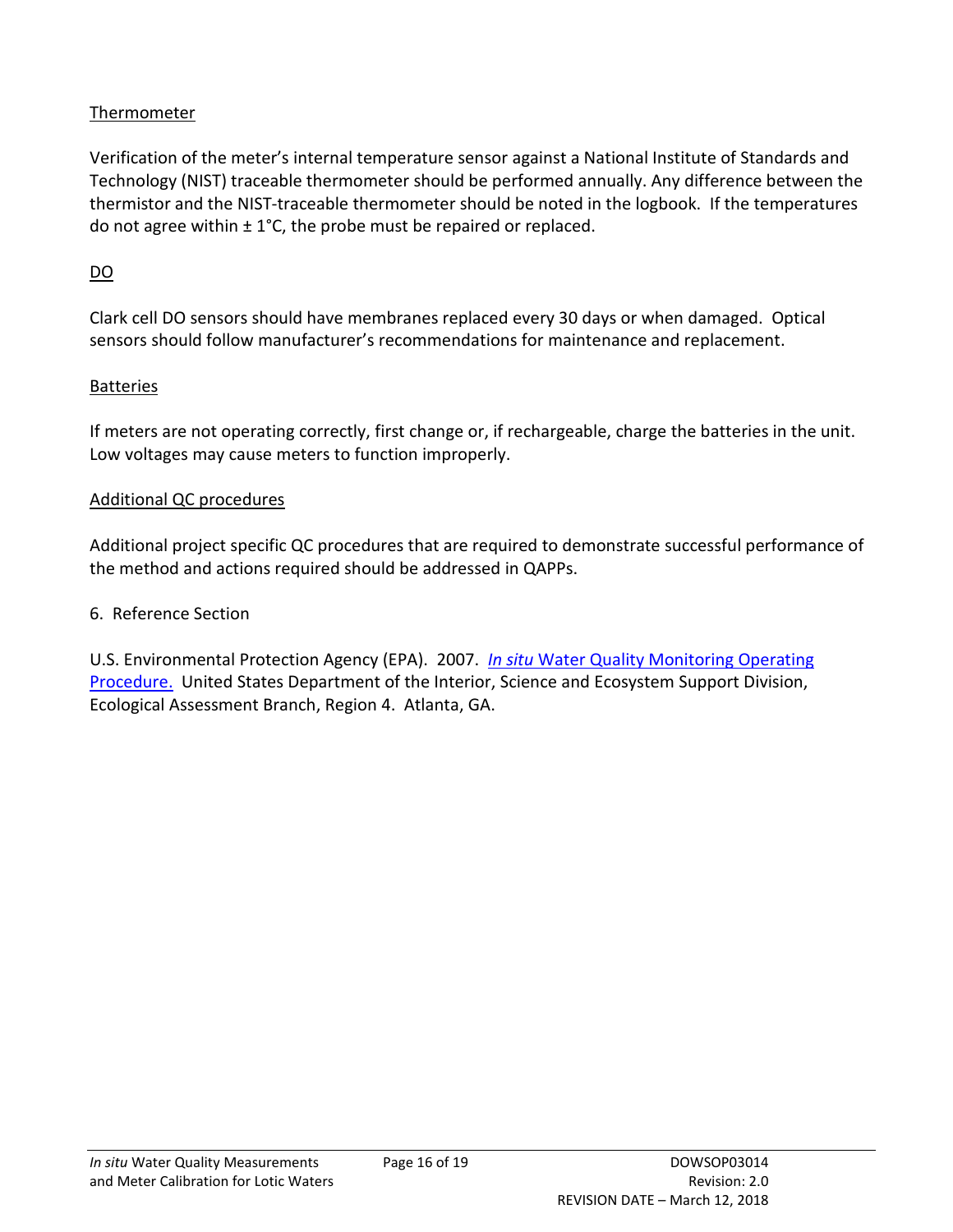### Thermometer

Verification of the meter's internal temperature sensor against a National Institute of Standards and Technology (NIST) traceable thermometer should be performed annually. Any difference between the thermistor and the NIST-traceable thermometer should be noted in the logbook. If the temperatures do not agree within ± 1°C, the probe must be repaired or replaced.

### DO

Clark cell DO sensors should have membranes replaced every 30 days or when damaged. Optical sensors should follow manufacturer's recommendations for maintenance and replacement.

### Batteries

If meters are not operating correctly, first change or, if rechargeable, charge the batteries in the unit. Low voltages may cause meters to function improperly.

### Additional QC procedures

Additional project specific QC procedures that are required to demonstrate successful performance of the method and actions required should be addressed in QAPPs.

## 6. Reference Section

U.S. Environmental Protection Agency (EPA). 2007. [*In situ* Water Quality Monitoring Operating Procedure.] United States Department of the Interior, Science and Ecosystem Support Division, Ecological Assessment Branch, Region 4. Atlanta, GA.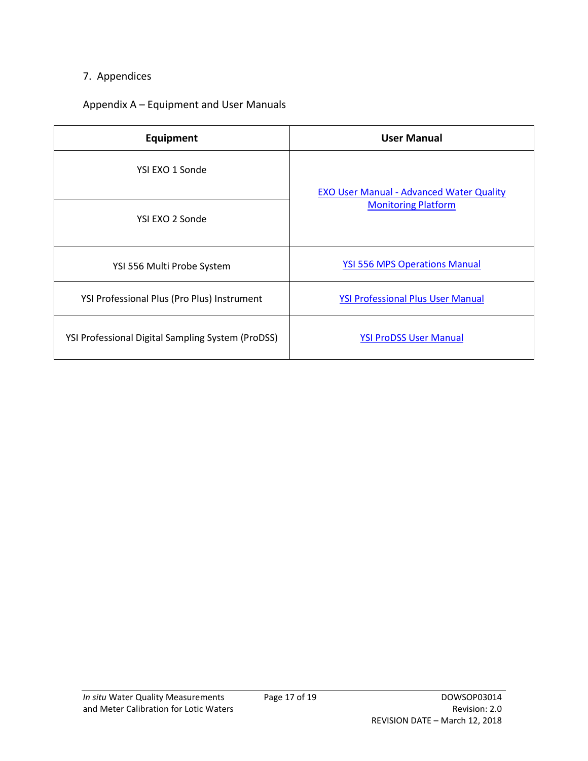## 7. Appendices

### Appendix A – Equipment and User Manuals

| Equipment | User Manual |
|---|---|
| YSI EXO 1 Sonde | EXO User Manual - Advanced Water Quality Monitoring Platform |
| YSI EXO 2 Sonde | |
| YSI 556 Multi Probe System | YSI 556 MPS Operations Manual |
| YSI Professional Plus (Pro Plus) Instrument | YSI Professional Plus User Manual |
| YSI Professional Digital Sampling System (ProDSS) | YSI ProDSS User Manual |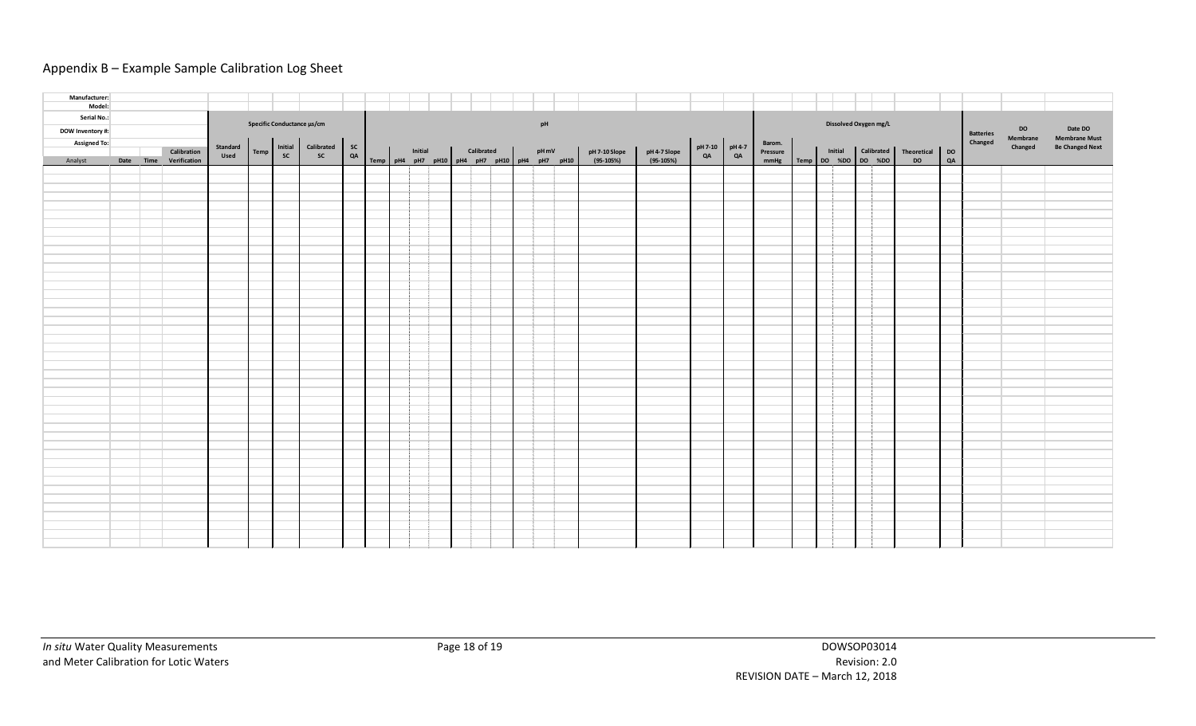## Appendix B – Example Sample Calibration Log Sheet

| Manufacturer: | | | | | | | | | | | | | | | | | | | | | | | | | | | | | | | | | | | | |
|---|---|---|---|---|---|---|---|---|---|---|---|---|---|---|---|---|---|---|---|---|---|---|---|---|---|---|---|---|---|---|---|---|---|---|---|---|
| Model: | | | | | | | | | | | | | | | | | | | | | | | | | | | | | | | | | | | | |
| Serial No.: | | | | Specific Conductance µs/cm | | | | | pH | | | | | | | | | | | | | | | | | Dissolved Oxygen mg/L | | | | | | | | Batteries Changed | DO Membrane Changed | Date DO Membrane Must Be Changed Next |
| DOW Inventory #: | | | | | | | | | | | | | | | | | | | | | | | | | | | | | | | | | | | | |
| Assigned To: | | | | | | | | | | | | | | | | | | | | | | | | | | | | | | | | | | | | |
| | | | Calibration | Standard Used | Temp | Initial SC | Calibrated SC | SC QA | | Initial | | | Calibrated | | | pH mV | | | pH 7-10 Slope (95-105%) | pH 4-7 Slope (95-105%) | pH 7-10 QA | pH 4-7 QA | Barom. Pressure | | Initial | | Calibrated | | Theoretical | DO | | | |
| Analyst | Date | Time | Verification | | | | | | Temp | pH4 | pH7 | pH10 | pH4 | pH7 | pH10 | pH4 | pH7 | pH10 | | | | | mmHg | Temp | DO | %DO | DO | %DO | DO | QA | | | |
| | | | | | | | | | | | | | | | | | | | | | | | | | | | | | | | | | |
| | | | | | | | | | | | | | | | | | | | | | | | | | | | | | | | | | |
| | | | | | | | | | | | | | | | | | | | | | | | | | | | | | | | | | |
| | | | | | | | | | | | | | | | | | | | | | | | | | | | | | | | | | |
| | | | | | | | | | | | | | | | | | | | | | | | | | | | | | | | | | |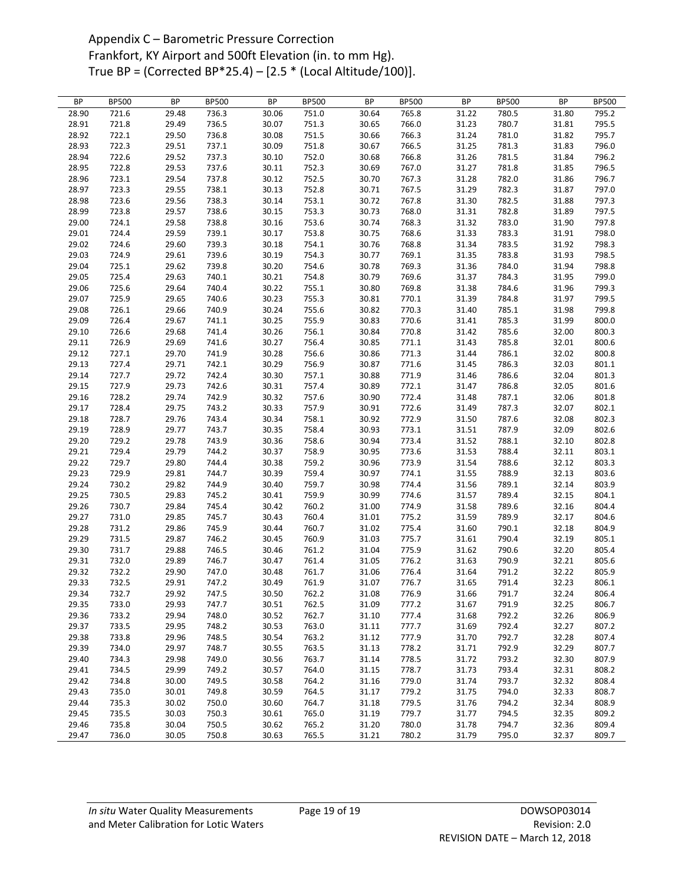Appendix C – Barometric Pressure Correction
Frankfort, KY Airport and 500ft Elevation (in. to mm Hg).
True BP = (Corrected BP*25.4) – [2.5 * (Local Altitude/100)].

| BP | BP500 | BP | BP500 | BP | BP500 | BP | BP500 | BP | BP500 | BP | BP500 |
|---|---|---|---|---|---|---|---|---|---|---|---|
| 28.90 | 721.6 | 29.48 | 736.3 | 30.06 | 751.0 | 30.64 | 765.8 | 31.22 | 780.5 | 31.80 | 795.2 |
| 28.91 | 721.8 | 29.49 | 736.5 | 30.07 | 751.3 | 30.65 | 766.0 | 31.23 | 780.7 | 31.81 | 795.5 |
| 28.92 | 722.1 | 29.50 | 736.8 | 30.08 | 751.5 | 30.66 | 766.3 | 31.24 | 781.0 | 31.82 | 795.7 |
| 28.93 | 722.3 | 29.51 | 737.1 | 30.09 | 751.8 | 30.67 | 766.5 | 31.25 | 781.3 | 31.83 | 796.0 |
| 28.94 | 722.6 | 29.52 | 737.3 | 30.10 | 752.0 | 30.68 | 766.8 | 31.26 | 781.5 | 31.84 | 796.2 |
| 28.95 | 722.8 | 29.53 | 737.6 | 30.11 | 752.3 | 30.69 | 767.0 | 31.27 | 781.8 | 31.85 | 796.5 |
| 28.96 | 723.1 | 29.54 | 737.8 | 30.12 | 752.5 | 30.70 | 767.3 | 31.28 | 782.0 | 31.86 | 796.7 |
| 28.97 | 723.3 | 29.55 | 738.1 | 30.13 | 752.8 | 30.71 | 767.5 | 31.29 | 782.3 | 31.87 | 797.0 |
| 28.98 | 723.6 | 29.56 | 738.3 | 30.14 | 753.1 | 30.72 | 767.8 | 31.30 | 782.5 | 31.88 | 797.3 |
| 28.99 | 723.8 | 29.57 | 738.6 | 30.15 | 753.3 | 30.73 | 768.0 | 31.31 | 782.8 | 31.89 | 797.5 |
| 29.00 | 724.1 | 29.58 | 738.8 | 30.16 | 753.6 | 30.74 | 768.3 | 31.32 | 783.0 | 31.90 | 797.8 |
| 29.01 | 724.4 | 29.59 | 739.1 | 30.17 | 753.8 | 30.75 | 768.6 | 31.33 | 783.3 | 31.91 | 798.0 |
| 29.02 | 724.6 | 29.60 | 739.3 | 30.18 | 754.1 | 30.76 | 768.8 | 31.34 | 783.5 | 31.92 | 798.3 |
| 29.03 | 724.9 | 29.61 | 739.6 | 30.19 | 754.3 | 30.77 | 769.1 | 31.35 | 783.8 | 31.93 | 798.5 |
| 29.04 | 725.1 | 29.62 | 739.8 | 30.20 | 754.6 | 30.78 | 769.3 | 31.36 | 784.0 | 31.94 | 798.8 |
| 29.05 | 725.4 | 29.63 | 740.1 | 30.21 | 754.8 | 30.79 | 769.6 | 31.37 | 784.3 | 31.95 | 799.0 |
| 29.06 | 725.6 | 29.64 | 740.4 | 30.22 | 755.1 | 30.80 | 769.8 | 31.38 | 784.6 | 31.96 | 799.3 |
| 29.07 | 725.9 | 29.65 | 740.6 | 30.23 | 755.3 | 30.81 | 770.1 | 31.39 | 784.8 | 31.97 | 799.5 |
| 29.08 | 726.1 | 29.66 | 740.9 | 30.24 | 755.6 | 30.82 | 770.3 | 31.40 | 785.1 | 31.98 | 799.8 |
| 29.09 | 726.4 | 29.67 | 741.1 | 30.25 | 755.9 | 30.83 | 770.6 | 31.41 | 785.3 | 31.99 | 800.0 |
| 29.10 | 726.6 | 29.68 | 741.4 | 30.26 | 756.1 | 30.84 | 770.8 | 31.42 | 785.6 | 32.00 | 800.3 |
| 29.11 | 726.9 | 29.69 | 741.6 | 30.27 | 756.4 | 30.85 | 771.1 | 31.43 | 785.8 | 32.01 | 800.6 |
| 29.12 | 727.1 | 29.70 | 741.9 | 30.28 | 756.6 | 30.86 | 771.3 | 31.44 | 786.1 | 32.02 | 800.8 |
| 29.13 | 727.4 | 29.71 | 742.1 | 30.29 | 756.9 | 30.87 | 771.6 | 31.45 | 786.3 | 32.03 | 801.1 |
| 29.14 | 727.7 | 29.72 | 742.4 | 30.30 | 757.1 | 30.88 | 771.9 | 31.46 | 786.6 | 32.04 | 801.3 |
| 29.15 | 727.9 | 29.73 | 742.6 | 30.31 | 757.4 | 30.89 | 772.1 | 31.47 | 786.8 | 32.05 | 801.6 |
| 29.16 | 728.2 | 29.74 | 742.9 | 30.32 | 757.6 | 30.90 | 772.4 | 31.48 | 787.1 | 32.06 | 801.8 |
| 29.17 | 728.4 | 29.75 | 743.2 | 30.33 | 757.9 | 30.91 | 772.6 | 31.49 | 787.3 | 32.07 | 802.1 |
| 29.18 | 728.7 | 29.76 | 743.4 | 30.34 | 758.1 | 30.92 | 772.9 | 31.50 | 787.6 | 32.08 | 802.3 |
| 29.19 | 728.9 | 29.77 | 743.7 | 30.35 | 758.4 | 30.93 | 773.1 | 31.51 | 787.9 | 32.09 | 802.6 |
| 29.20 | 729.2 | 29.78 | 743.9 | 30.36 | 758.6 | 30.94 | 773.4 | 31.52 | 788.1 | 32.10 | 802.8 |
| 29.21 | 729.4 | 29.79 | 744.2 | 30.37 | 758.9 | 30.95 | 773.6 | 31.53 | 788.4 | 32.11 | 803.1 |
| 29.22 | 729.7 | 29.80 | 744.4 | 30.38 | 759.2 | 30.96 | 773.9 | 31.54 | 788.6 | 32.12 | 803.3 |
| 29.23 | 729.9 | 29.81 | 744.7 | 30.39 | 759.4 | 30.97 | 774.1 | 31.55 | 788.9 | 32.13 | 803.6 |
| 29.24 | 730.2 | 29.82 | 744.9 | 30.40 | 759.7 | 30.98 | 774.4 | 31.56 | 789.1 | 32.14 | 803.9 |
| 29.25 | 730.5 | 29.83 | 745.2 | 30.41 | 759.9 | 30.99 | 774.6 | 31.57 | 789.4 | 32.15 | 804.1 |
| 29.26 | 730.7 | 29.84 | 745.4 | 30.42 | 760.2 | 31.00 | 774.9 | 31.58 | 789.6 | 32.16 | 804.4 |
| 29.27 | 731.0 | 29.85 | 745.7 | 30.43 | 760.4 | 31.01 | 775.2 | 31.59 | 789.9 | 32.17 | 804.6 |
| 29.28 | 731.2 | 29.86 | 745.9 | 30.44 | 760.7 | 31.02 | 775.4 | 31.60 | 790.1 | 32.18 | 804.9 |
| 29.29 | 731.5 | 29.87 | 746.2 | 30.45 | 760.9 | 31.03 | 775.7 | 31.61 | 790.4 | 32.19 | 805.1 |
| 29.30 | 731.7 | 29.88 | 746.5 | 30.46 | 761.2 | 31.04 | 775.9 | 31.62 | 790.6 | 32.20 | 805.4 |
| 29.31 | 732.0 | 29.89 | 746.7 | 30.47 | 761.4 | 31.05 | 776.2 | 31.63 | 790.9 | 32.21 | 805.6 |
| 29.32 | 732.2 | 29.90 | 747.0 | 30.48 | 761.7 | 31.06 | 776.4 | 31.64 | 791.2 | 32.22 | 805.9 |
| 29.33 | 732.5 | 29.91 | 747.2 | 30.49 | 761.9 | 31.07 | 776.7 | 31.65 | 791.4 | 32.23 | 806.1 |
| 29.34 | 732.7 | 29.92 | 747.5 | 30.50 | 762.2 | 31.08 | 776.9 | 31.66 | 791.7 | 32.24 | 806.4 |
| 29.35 | 733.0 | 29.93 | 747.7 | 30.51 | 762.5 | 31.09 | 777.2 | 31.67 | 791.9 | 32.25 | 806.7 |
| 29.36 | 733.2 | 29.94 | 748.0 | 30.52 | 762.7 | 31.10 | 777.4 | 31.68 | 792.2 | 32.26 | 806.9 |
| 29.37 | 733.5 | 29.95 | 748.2 | 30.53 | 763.0 | 31.11 | 777.7 | 31.69 | 792.4 | 32.27 | 807.2 |
| 29.38 | 733.8 | 29.96 | 748.5 | 30.54 | 763.2 | 31.12 | 777.9 | 31.70 | 792.7 | 32.28 | 807.4 |
| 29.39 | 734.0 | 29.97 | 748.7 | 30.55 | 763.5 | 31.13 | 778.2 | 31.71 | 792.9 | 32.29 | 807.7 |
| 29.40 | 734.3 | 29.98 | 749.0 | 30.56 | 763.7 | 31.14 | 778.5 | 31.72 | 793.2 | 32.30 | 807.9 |
| 29.41 | 734.5 | 29.99 | 749.2 | 30.57 | 764.0 | 31.15 | 778.7 | 31.73 | 793.4 | 32.31 | 808.2 |
| 29.42 | 734.8 | 30.00 | 749.5 | 30.58 | 764.2 | 31.16 | 779.0 | 31.74 | 793.7 | 32.32 | 808.4 |
| 29.43 | 735.0 | 30.01 | 749.8 | 30.59 | 764.5 | 31.17 | 779.2 | 31.75 | 794.0 | 32.33 | 808.7 |
| 29.44 | 735.3 | 30.02 | 750.0 | 30.60 | 764.7 | 31.18 | 779.5 | 31.76 | 794.2 | 32.34 | 808.9 |
| 29.45 | 735.5 | 30.03 | 750.3 | 30.61 | 765.0 | 31.19 | 779.7 | 31.77 | 794.5 | 32.35 | 809.2 |
| 29.46 | 735.8 | 30.04 | 750.5 | 30.62 | 765.2 | 31.20 | 780.0 | 31.78 | 794.7 | 32.36 | 809.4 |
| 29.47 | 736.0 | 30.05 | 750.8 | 30.63 | 765.5 | 31.21 | 780.2 | 31.79 | 795.0 | 32.37 | 809.7 |